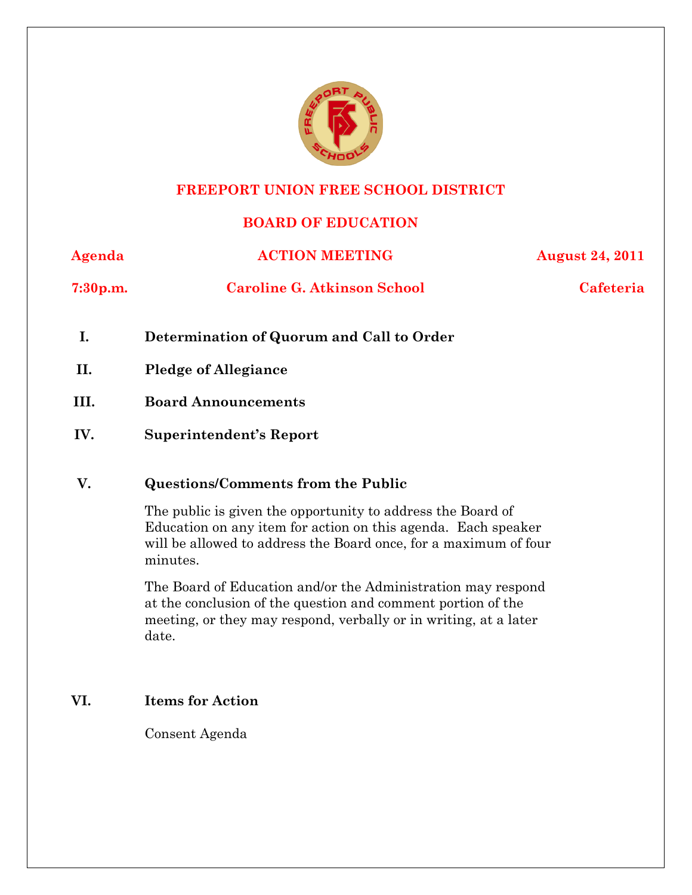# FREEPORT UNION FREE SCHOOL DISTRICT

## BOARD OF EDUCATION

**Agenda** | **ACTION MEETING** | **August 24, 2011**

**7:30p.m.** | **Caroline G. Atkinson School** | **Cafeteria**

**I. Determination of Quorum and Call to Order**

**II. Pledge of Allegiance**

**III. Board Announcements**

**IV. Superintendent's Report**

**V. Questions/Comments from the Public**

The public is given the opportunity to address the Board of Education on any item for action on this agenda. Each speaker will be allowed to address the Board once, for a maximum of four minutes.

The Board of Education and/or the Administration may respond at the conclusion of the question and comment portion of the meeting, or they may respond, verbally or in writing, at a later date.

**VI. Items for Action**

Consent Agenda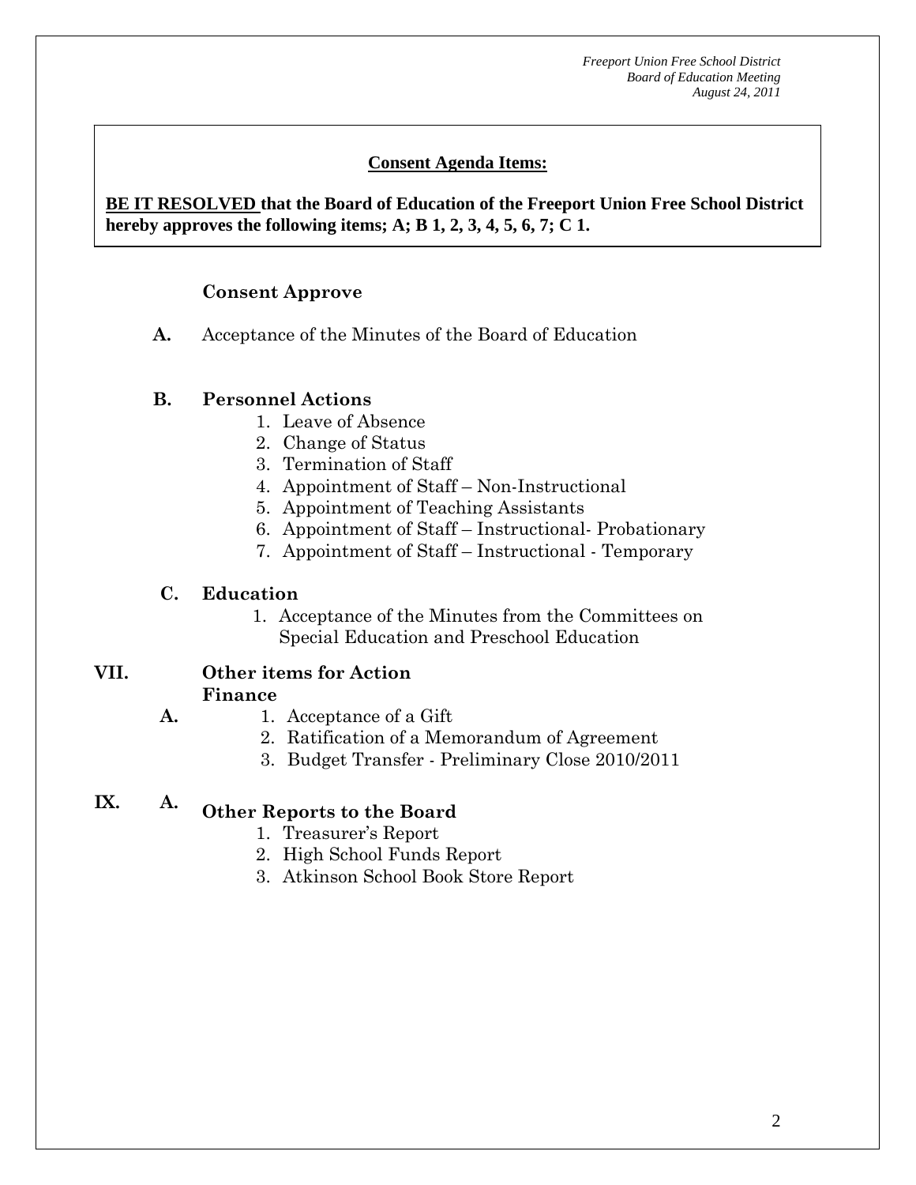**Consent Agenda Items:**

**BE IT RESOLVED that the Board of Education of the Freeport Union Free School District hereby approves the following items; A; B 1, 2, 3, 4, 5, 6, 7; C 1.**

**Consent Approve**

**A.** Acceptance of the Minutes of the Board of Education

**B. Personnel Actions**

1. Leave of Absence
2. Change of Status
3. Termination of Staff
4. Appointment of Staff – Non-Instructional
5. Appointment of Teaching Assistants
6. Appointment of Staff – Instructional- Probationary
7. Appointment of Staff – Instructional - Temporary

**C. Education**

1. Acceptance of the Minutes from the Committees on Special Education and Preschool Education

## VII. Other items for Action

**Finance**

**A.**

1. Acceptance of a Gift
2. Ratification of a Memorandum of Agreement
3. Budget Transfer - Preliminary Close 2010/2011

## IX. A. Other Reports to the Board

1. Treasurer's Report
2. High School Funds Report
3. Atkinson School Book Store Report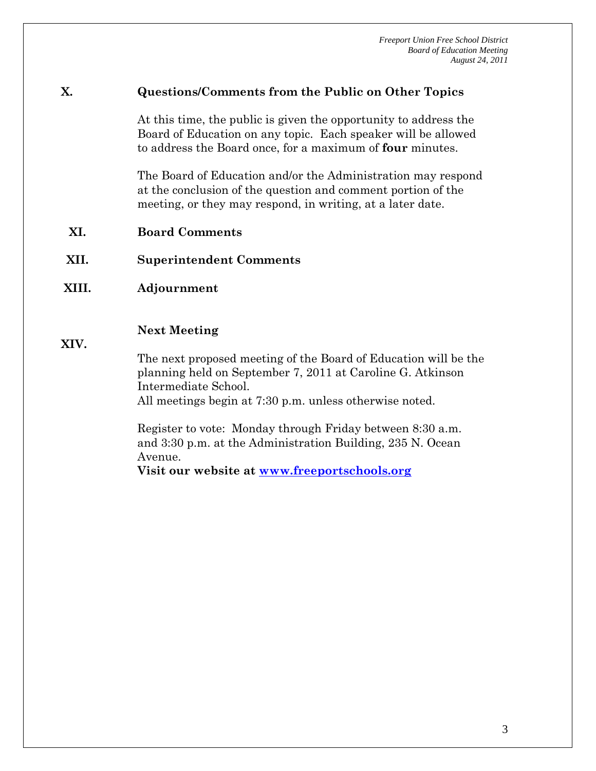## X. Questions/Comments from the Public on Other Topics

At this time, the public is given the opportunity to address the Board of Education on any topic. Each speaker will be allowed to address the Board once, for a maximum of **four** minutes.

The Board of Education and/or the Administration may respond at the conclusion of the question and comment portion of the meeting, or they may respond, in writing, at a later date.

## XI. Board Comments

## XII. Superintendent Comments

## XIII. Adjournment

## XIV. Next Meeting

The next proposed meeting of the Board of Education will be the planning held on September 7, 2011 at Caroline G. Atkinson Intermediate School.
All meetings begin at 7:30 p.m. unless otherwise noted.

Register to vote: Monday through Friday between 8:30 a.m. and 3:30 p.m. at the Administration Building, 235 N. Ocean Avenue.
**Visit our website at [www.freeportschools.org](http://www.freeportschools.org)**